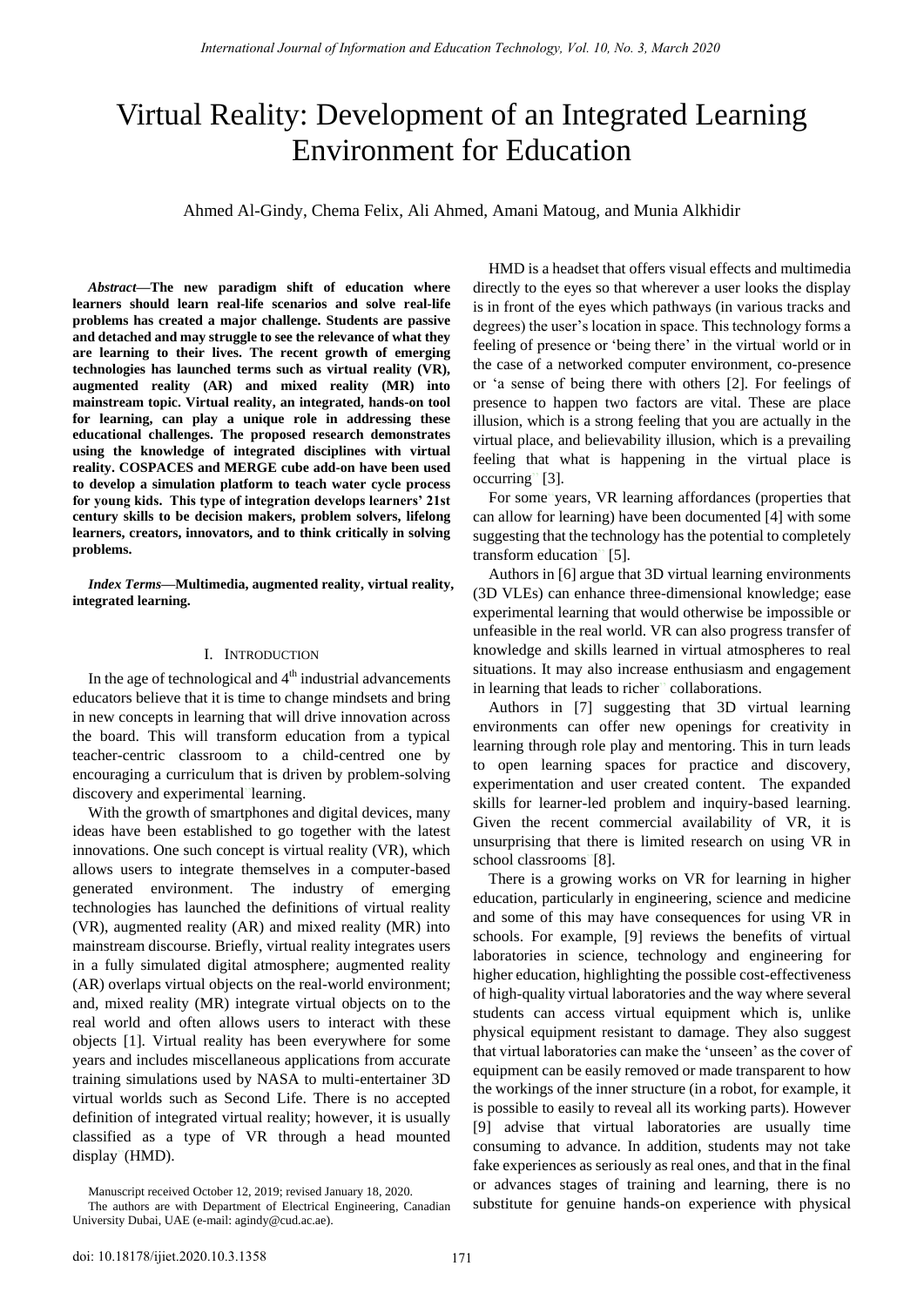# Virtual Reality: Development of an Integrated Learning Environment for Education

Ahmed Al-Gindy, Chema Felix, Ali Ahmed, Amani Matoug, and Munia Alkhidir

***Abstract*—The new paradigm shift of education where learners should learn real-life scenarios and solve real-life problems has created a major challenge. Students are passive and detached and may struggle to see the relevance of what they are learning to their lives. The recent growth of emerging technologies has launched terms such as virtual reality (VR), augmented reality (AR) and mixed reality (MR) into mainstream topic. Virtual reality, an integrated, hands-on tool for learning, can play a unique role in addressing these educational challenges. The proposed research demonstrates using the knowledge of integrated disciplines with virtual reality. COSPACES and MERGE cube add-on have been used to develop a simulation platform to teach water cycle process for young kids. This type of integration develops learners' 21st century skills to be decision makers, problem solvers, lifelong learners, creators, innovators, and to think critically in solving problems.**

***Index Terms*—Multimedia, augmented reality, virtual reality, integrated learning.**

## I. Introduction

In the age of technological and 4th industrial advancements educators believe that it is time to change mindsets and bring in new concepts in learning that will drive innovation across the board. This will transform education from a typical teacher-centric classroom to a child-centred one by encouraging a curriculum that is driven by problem-solving discovery and experimental learning.

With the growth of smartphones and digital devices, many ideas have been established to go together with the latest innovations. One such concept is virtual reality (VR), which allows users to integrate themselves in a computer-based generated environment. The industry of emerging technologies has launched the definitions of virtual reality (VR), augmented reality (AR) and mixed reality (MR) into mainstream discourse. Briefly, virtual reality integrates users in a fully simulated digital atmosphere; augmented reality (AR) overlaps virtual objects on the real-world environment; and, mixed reality (MR) integrate virtual objects on to the real world and often allows users to interact with these objects [1]. Virtual reality has been everywhere for some years and includes miscellaneous applications from accurate training simulations used by NASA to multi-entertainer 3D virtual worlds such as Second Life. There is no accepted definition of integrated virtual reality; however, it is usually classified as a type of VR through a head mounted display (HMD).

HMD is a headset that offers visual effects and multimedia directly to the eyes so that wherever a user looks the display is in front of the eyes which pathways (in various tracks and degrees) the user's location in space. This technology forms a feeling of presence or 'being there' in the virtual world or in the case of a networked computer environment, co-presence or 'a sense of being there with others [2]. For feelings of presence to happen two factors are vital. These are place illusion, which is a strong feeling that you are actually in the virtual place, and believability illusion, which is a prevailing feeling that what is happening in the virtual place is occurring [3].

For some years, VR learning affordances (properties that can allow for learning) have been documented [4] with some suggesting that the technology has the potential to completely transform education [5].

Authors in [6] argue that 3D virtual learning environments (3D VLEs) can enhance three-dimensional knowledge; ease experimental learning that would otherwise be impossible or unfeasible in the real world. VR can also progress transfer of knowledge and skills learned in virtual atmospheres to real situations. It may also increase enthusiasm and engagement in learning that leads to richer collaborations.

Authors in [7] suggesting that 3D virtual learning environments can offer new openings for creativity in learning through role play and mentoring. This in turn leads to open learning spaces for practice and discovery, experimentation and user created content. The expanded skills for learner-led problem and inquiry-based learning. Given the recent commercial availability of VR, it is unsurprising that there is limited research on using VR in school classrooms [8].

There is a growing works on VR for learning in higher education, particularly in engineering, science and medicine and some of this may have consequences for using VR in schools. For example, [9] reviews the benefits of virtual laboratories in science, technology and engineering for higher education, highlighting the possible cost-effectiveness of high-quality virtual laboratories and the way where several students can access virtual equipment which is, unlike physical equipment resistant to damage. They also suggest that virtual laboratories can make the 'unseen' as the cover of equipment can be easily removed or made transparent to how the workings of the inner structure (in a robot, for example, it is possible to easily to reveal all its working parts). However [9] advise that virtual laboratories are usually time consuming to advance. In addition, students may not take fake experiences as seriously as real ones, and that in the final or advances stages of training and learning, there is no substitute for genuine hands-on experience with physical

Manuscript received October 12, 2019; revised January 18, 2020.

The authors are with Department of Electrical Engineering, Canadian University Dubai, UAE (e-mail: agindy@cud.ac.ae).

doi: 10.18178/ijiet.2020.10.3.1358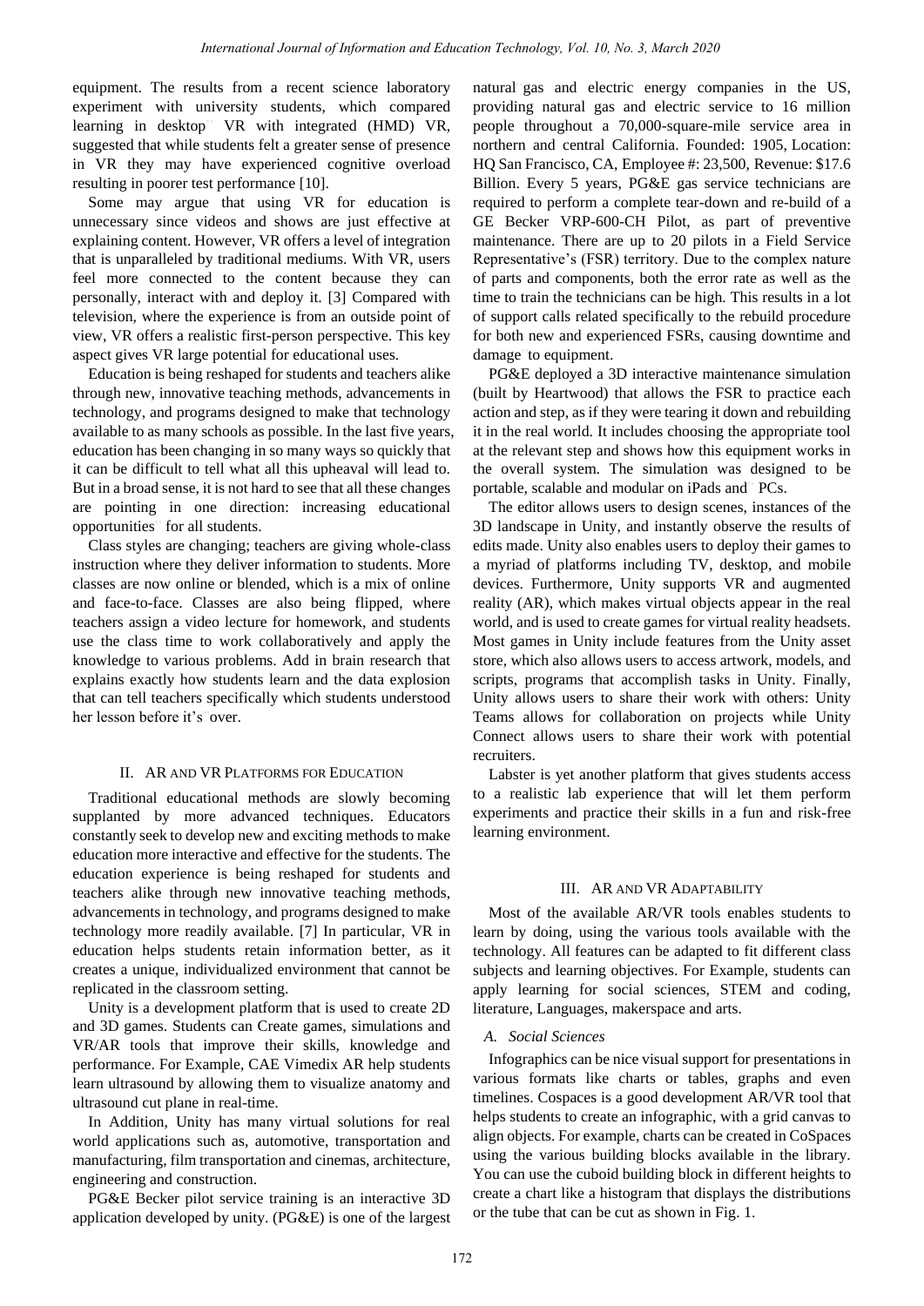equipment. The results from a recent science laboratory experiment with university students, which compared learning in desktop VR with integrated (HMD) VR, suggested that while students felt a greater sense of presence in VR they may have experienced cognitive overload resulting in poorer test performance [10].

Some may argue that using VR for education is unnecessary since videos and shows are just effective at explaining content. However, VR offers a level of integration that is unparalleled by traditional mediums. With VR, users feel more connected to the content because they can personally, interact with and deploy it. [3] Compared with television, where the experience is from an outside point of view, VR offers a realistic first-person perspective. This key aspect gives VR large potential for educational uses.

Education is being reshaped for students and teachers alike through new, innovative teaching methods, advancements in technology, and programs designed to make that technology available to as many schools as possible. In the last five years, education has been changing in so many ways so quickly that it can be difficult to tell what all this upheaval will lead to. But in a broad sense, it is not hard to see that all these changes are pointing in one direction: increasing educational opportunities for all students.

Class styles are changing; teachers are giving whole-class instruction where they deliver information to students. More classes are now online or blended, which is a mix of online and face-to-face. Classes are also being flipped, where teachers assign a video lecture for homework, and students use the class time to work collaboratively and apply the knowledge to various problems. Add in brain research that explains exactly how students learn and the data explosion that can tell teachers specifically which students understood her lesson before it's over.

## II. AR and VR Platforms for Education

Traditional educational methods are slowly becoming supplanted by more advanced techniques. Educators constantly seek to develop new and exciting methods to make education more interactive and effective for the students. The education experience is being reshaped for students and teachers alike through new innovative teaching methods, advancements in technology, and programs designed to make technology more readily available. [7] In particular, VR in education helps students retain information better, as it creates a unique, individualized environment that cannot be replicated in the classroom setting.

Unity is a development platform that is used to create 2D and 3D games. Students can Create games, simulations and VR/AR tools that improve their skills, knowledge and performance. For Example, CAE Vimedix AR help students learn ultrasound by allowing them to visualize anatomy and ultrasound cut plane in real-time.

In Addition, Unity has many virtual solutions for real world applications such as, automotive, transportation and manufacturing, film transportation and cinemas, architecture, engineering and construction.

PG&E Becker pilot service training is an interactive 3D application developed by unity. (PG&E) is one of the largest natural gas and electric energy companies in the US, providing natural gas and electric service to 16 million people throughout a 70,000-square-mile service area in northern and central California. Founded: 1905, Location: HQ San Francisco, CA, Employee #: 23,500, Revenue: $17.6 Billion. Every 5 years, PG&E gas service technicians are required to perform a complete tear-down and re-build of a GE Becker VRP-600-CH Pilot, as part of preventive maintenance. There are up to 20 pilots in a Field Service Representative's (FSR) territory. Due to the complex nature of parts and components, both the error rate as well as the time to train the technicians can be high. This results in a lot of support calls related specifically to the rebuild procedure for both new and experienced FSRs, causing downtime and damage to equipment.

PG&E deployed a 3D interactive maintenance simulation (built by Heartwood) that allows the FSR to practice each action and step, as if they were tearing it down and rebuilding it in the real world. It includes choosing the appropriate tool at the relevant step and shows how this equipment works in the overall system. The simulation was designed to be portable, scalable and modular on iPads and PCs.

The editor allows users to design scenes, instances of the 3D landscape in Unity, and instantly observe the results of edits made. Unity also enables users to deploy their games to a myriad of platforms including TV, desktop, and mobile devices. Furthermore, Unity supports VR and augmented reality (AR), which makes virtual objects appear in the real world, and is used to create games for virtual reality headsets. Most games in Unity include features from the Unity asset store, which also allows users to access artwork, models, and scripts, programs that accomplish tasks in Unity. Finally, Unity allows users to share their work with others: Unity Teams allows for collaboration on projects while Unity Connect allows users to share their work with potential recruiters.

Labster is yet another platform that gives students access to a realistic lab experience that will let them perform experiments and practice their skills in a fun and risk-free learning environment.

## III. AR and VR Adaptability

Most of the available AR/VR tools enables students to learn by doing, using the various tools available with the technology. All features can be adapted to fit different class subjects and learning objectives. For Example, students can apply learning for social sciences, STEM and coding, literature, Languages, makerspace and arts.

### *A. Social Sciences*

Infographics can be nice visual support for presentations in various formats like charts or tables, graphs and even timelines. Cospaces is a good development AR/VR tool that helps students to create an infographic, with a grid canvas to align objects. For example, charts can be created in CoSpaces using the various building blocks available in the library. You can use the cuboid building block in different heights to create a chart like a histogram that displays the distributions or the tube that can be cut as shown in Fig. 1.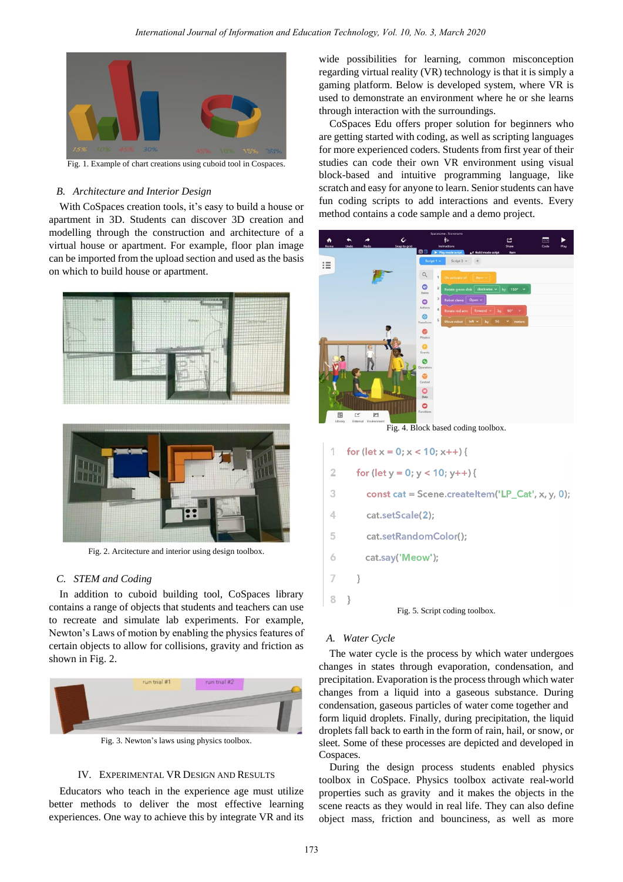Fig. 1. Example of chart creations using cuboid tool in Cospaces.

### B. Architecture and Interior Design

With CoSpaces creation tools, it's easy to build a house or apartment in 3D. Students can discover 3D creation and modelling through the construction and architecture of a virtual house or apartment. For example, floor plan image can be imported from the upload section and used as the basis on which to build house or apartment.

Fig. 2. Arcitecture and interior using design toolbox.

### C. STEM and Coding

In addition to cuboid building tool, CoSpaces library contains a range of objects that students and teachers can use to recreate and simulate lab experiments. For example, Newton's Laws of motion by enabling the physics features of certain objects to allow for collisions, gravity and friction as shown in Fig. 2.

Fig. 3. Newton's laws using physics toolbox.

## IV. Experimental VR Design and Results

Educators who teach in the experience age must utilize better methods to deliver the most effective learning experiences. One way to achieve this by integrate VR and its wide possibilities for learning, common misconception regarding virtual reality (VR) technology is that it is simply a gaming platform. Below is developed system, where VR is used to demonstrate an environment where he or she learns through interaction with the surroundings.

CoSpaces Edu offers proper solution for beginners who are getting started with coding, as well as scripting languages for more experienced coders. Students from first year of their studies can code their own VR environment using visual block-based and intuitive programming language, like scratch and easy for anyone to learn. Senior students can have fun coding scripts to add interactions and events. Every method contains a code sample and a demo project.

Fig. 4. Block based coding toolbox.

```
1  for (let x = 0; x < 10; x++) {
2    for (let y = 0; y < 10; y++) {
3      const cat = Scene.createItem('LP_Cat', x, y, 0);
4      cat.setScale(2);
5      cat.setRandomColor();
6      cat.say('Meow');
7    }
8  }
```

Fig. 5. Script coding toolbox.

### A. Water Cycle

The water cycle is the process by which water undergoes changes in states through evaporation, condensation, and precipitation. Evaporation is the process through which water changes from a liquid into a gaseous substance. During condensation, gaseous particles of water come together and form liquid droplets. Finally, during precipitation, the liquid droplets fall back to earth in the form of rain, hail, or snow, or sleet. Some of these processes are depicted and developed in Cospaces.

During the design process students enabled physics toolbox in CoSpace. Physics toolbox activate real-world properties such as gravity and it makes the objects in the scene reacts as they would in real life. They can also define object mass, friction and bounciness, as well as more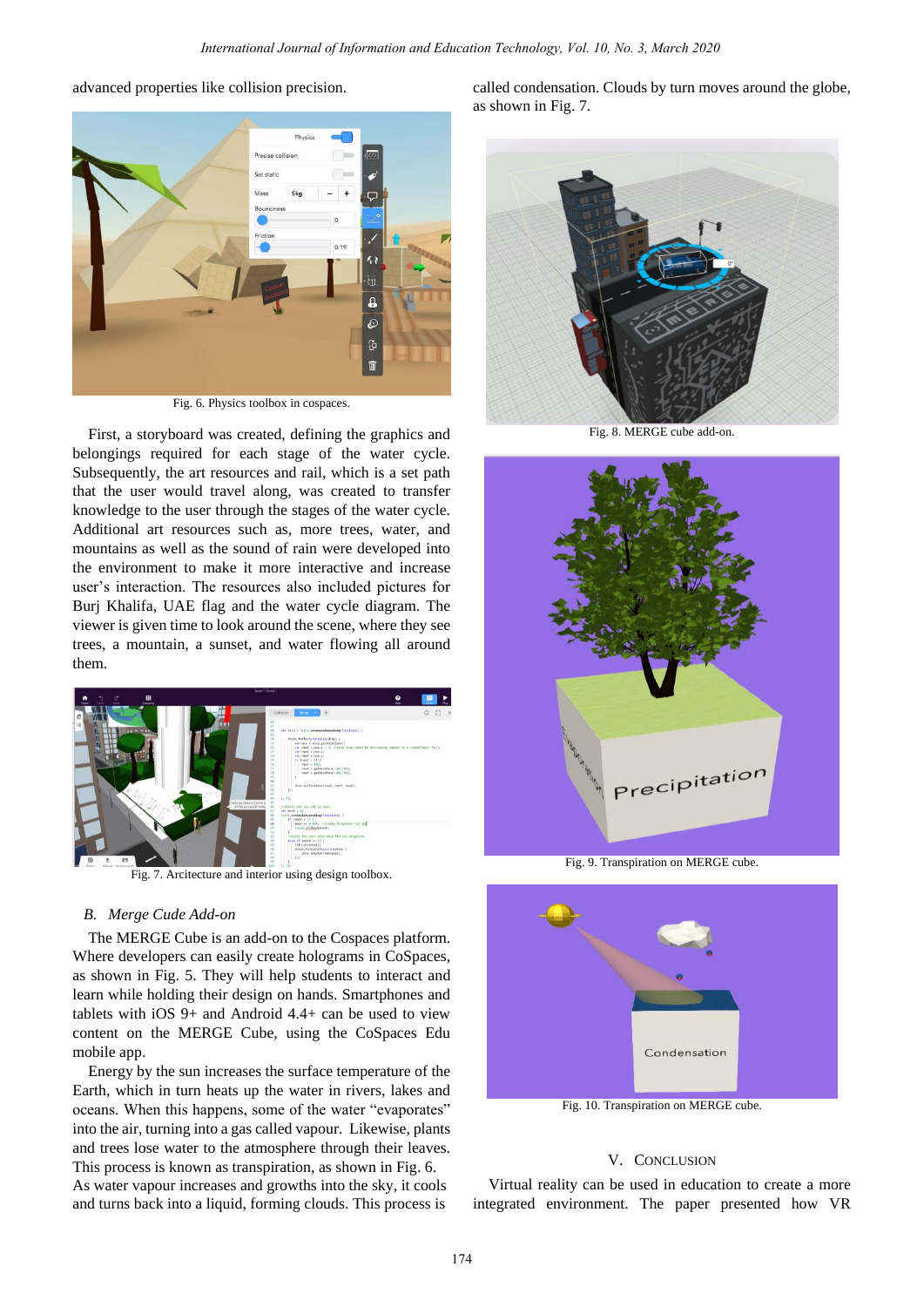advanced properties like collision precision.

Fig. 6. Physics toolbox in cospaces.

First, a storyboard was created, defining the graphics and belongings required for each stage of the water cycle. Subsequently, the art resources and rail, which is a set path that the user would travel along, was created to transfer knowledge to the user through the stages of the water cycle. Additional art resources such as, more trees, water, and mountains as well as the sound of rain were developed into the environment to make it more interactive and increase user's interaction. The resources also included pictures for Burj Khalifa, UAE flag and the water cycle diagram. The viewer is given time to look around the scene, where they see trees, a mountain, a sunset, and water flowing all around them.

Fig. 7. Arcitecture and interior using design toolbox.

### *B. Merge Cude Add-on*

The MERGE Cube is an add-on to the Cospaces platform. Where developers can easily create holograms in CoSpaces, as shown in Fig. 5. They will help students to interact and learn while holding their design on hands. Smartphones and tablets with iOS 9+ and Android 4.4+ can be used to view content on the MERGE Cube, using the CoSpaces Edu mobile app.

Energy by the sun increases the surface temperature of the Earth, which in turn heats up the water in rivers, lakes and oceans. When this happens, some of the water "evaporates" into the air, turning into a gas called vapour. Likewise, plants and trees lose water to the atmosphere through their leaves. This process is known as transpiration, as shown in Fig. 6. As water vapour increases and growths into the sky, it cools and turns back into a liquid, forming clouds. This process is called condensation. Clouds by turn moves around the globe, as shown in Fig. 7.

Fig. 8. MERGE cube add-on.

Fig. 9. Transpiration on MERGE cube.

Fig. 10. Transpiration on MERGE cube.

## V. Conclusion

Virtual reality can be used in education to create a more integrated environment. The paper presented how VR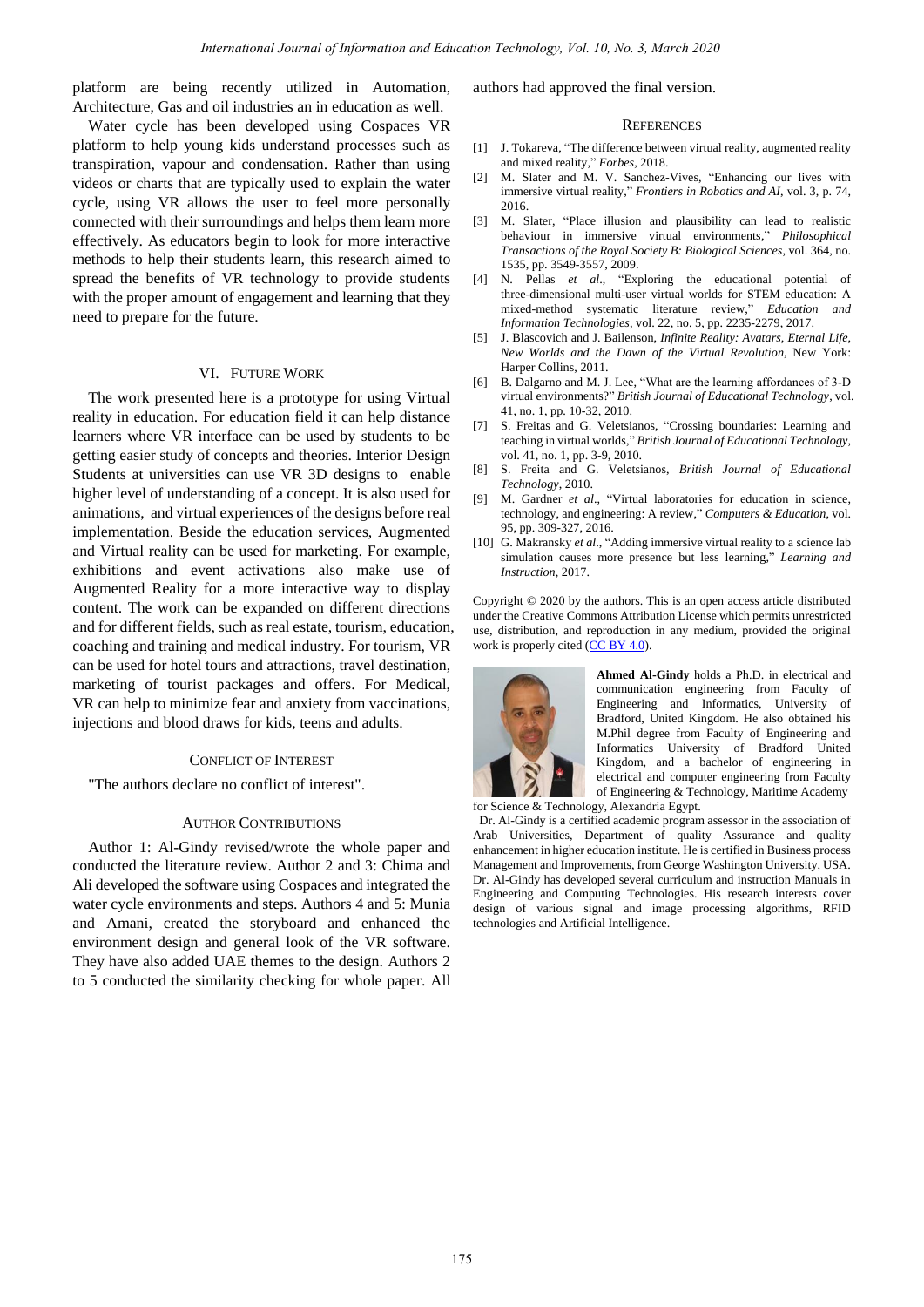platform are being recently utilized in Automation, Architecture, Gas and oil industries an in education as well.

Water cycle has been developed using Cospaces VR platform to help young kids understand processes such as transpiration, vapour and condensation. Rather than using videos or charts that are typically used to explain the water cycle, using VR allows the user to feel more personally connected with their surroundings and helps them learn more effectively. As educators begin to look for more interactive methods to help their students learn, this research aimed to spread the benefits of VR technology to provide students with the proper amount of engagement and learning that they need to prepare for the future.

## VI. Future Work

The work presented here is a prototype for using Virtual reality in education. For education field it can help distance learners where VR interface can be used by students to be getting easier study of concepts and theories. Interior Design Students at universities can use VR 3D designs to enable higher level of understanding of a concept. It is also used for animations, and virtual experiences of the designs before real implementation. Beside the education services, Augmented and Virtual reality can be used for marketing. For example, exhibitions and event activations also make use of Augmented Reality for a more interactive way to display content. The work can be expanded on different directions and for different fields, such as real estate, tourism, education, coaching and training and medical industry. For tourism, VR can be used for hotel tours and attractions, travel destination, marketing of tourist packages and offers. For Medical, VR can help to minimize fear and anxiety from vaccinations, injections and blood draws for kids, teens and adults.

## Conflict of Interest

"The authors declare no conflict of interest".

## Author Contributions

Author 1: Al-Gindy revised/wrote the whole paper and conducted the literature review. Author 2 and 3: Chima and Ali developed the software using Cospaces and integrated the water cycle environments and steps. Authors 4 and 5: Munia and Amani, created the storyboard and enhanced the environment design and general look of the VR software. They have also added UAE themes to the design. Authors 2 to 5 conducted the similarity checking for whole paper. All authors had approved the final version.

## References

[1] J. Tokareva, "The difference between virtual reality, augmented reality and mixed reality," *Forbes*, 2018.

[2] M. Slater and M. V. Sanchez-Vives, "Enhancing our lives with immersive virtual reality," *Frontiers in Robotics and AI*, vol. 3, p. 74, 2016.

[3] M. Slater, "Place illusion and plausibility can lead to realistic behaviour in immersive virtual environments," *Philosophical Transactions of the Royal Society B: Biological Sciences*, vol. 364, no. 1535, pp. 3549-3557, 2009.

[4] N. Pellas *et al*., "Exploring the educational potential of three-dimensional multi-user virtual worlds for STEM education: A mixed-method systematic literature review," *Education and Information Technologies*, vol. 22, no. 5, pp. 2235-2279, 2017.

[5] J. Blascovich and J. Bailenson, *Infinite Reality: Avatars, Eternal Life, New Worlds and the Dawn of the Virtual Revolution*, New York: Harper Collins, 2011.

[6] B. Dalgarno and M. J. Lee, "What are the learning affordances of 3-D virtual environments?" *British Journal of Educational Technology*, vol. 41, no. 1, pp. 10-32, 2010.

[7] S. Freitas and G. Veletsianos, "Crossing boundaries: Learning and teaching in virtual worlds," *British Journal of Educational Technology*, vol. 41, no. 1, pp. 3-9, 2010.

[8] S. Freita and G. Veletsianos, *British Journal of Educational Technology*, 2010.

[9] M. Gardner *et al*., "Virtual laboratories for education in science, technology, and engineering: A review," *Computers & Education*, vol. 95, pp. 309-327, 2016.

[10] G. Makransky *et al*., "Adding immersive virtual reality to a science lab simulation causes more presence but less learning," *Learning and Instruction*, 2017.

Copyright © 2020 by the authors. This is an open access article distributed under the Creative Commons Attribution License which permits unrestricted use, distribution, and reproduction in any medium, provided the original work is properly cited (CC BY 4.0).

**Ahmed Al-Gindy** holds a Ph.D. in electrical and communication engineering from Faculty of Engineering and Informatics, University of Bradford, United Kingdom. He also obtained his M.Phil degree from Faculty of Engineering and Informatics University of Bradford United Kingdom, and a bachelor of engineering in electrical and computer engineering from Faculty of Engineering & Technology, Maritime Academy for Science & Technology, Alexandria Egypt.

Dr. Al-Gindy is a certified academic program assessor in the association of Arab Universities, Department of quality Assurance and quality enhancement in higher education institute. He is certified in Business process Management and Improvements, from George Washington University, USA. Dr. Al-Gindy has developed several curriculum and instruction Manuals in Engineering and Computing Technologies. His research interests cover design of various signal and image processing algorithms, RFID technologies and Artificial Intelligence.